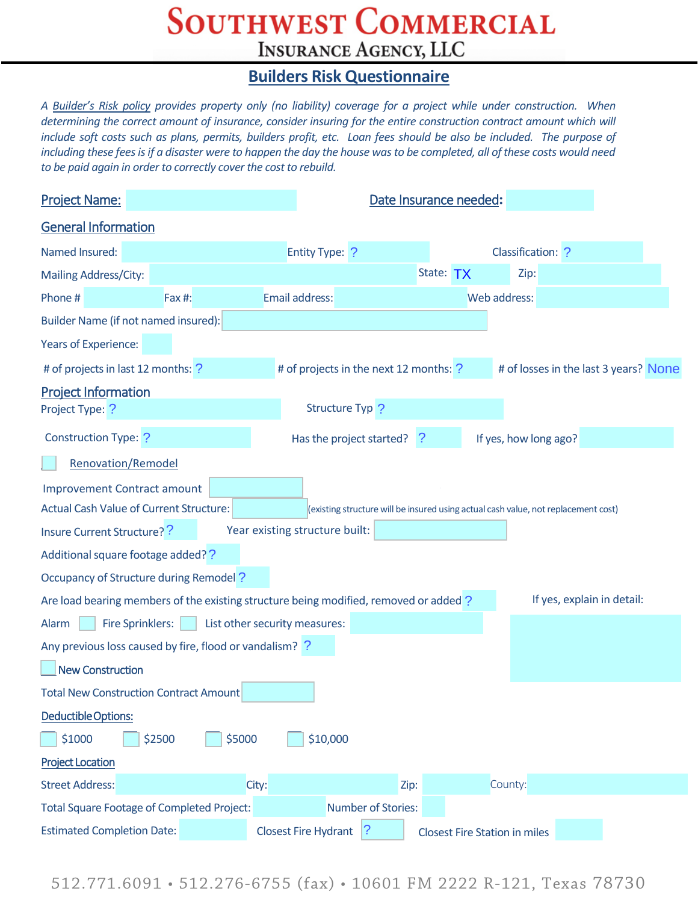# SOUTHWEST COMMERCIAL
## INSURANCE AGENCY, LLC

## Builders Risk Questionnaire

*A Builder's Risk policy provides property only (no liability) coverage for a project while under construction. When determining the correct amount of insurance, consider insuring for the entire construction contract amount which will include soft costs such as plans, permits, builders profit, etc. Loan fees should be also be included. The purpose of including these fees is if a disaster were to happen the day the house was to be completed, all of these costs would need to be paid again in order to correctly cover the cost to rebuild.*

**Project Name:** ______ **Date Insurance needed:** ______

### General Information

Named Insured: ______ Entity Type: ? Classification: ?

Mailing Address/City: ______ State: TX Zip: ______

Phone # ______ Fax #: ______ Email address: ______ Web address: ______

Builder Name (if not named insured): ______

Years of Experience: ______

\# of projects in last 12 months: ? # of projects in the next 12 months: ? # of losses in the last 3 years? None

### Project Information

Project Type: ? Structure Typ ?

Construction Type: ? Has the project started? ? If yes, how long ago? ______

☐ Renovation/Remodel

Improvement Contract amount ______

Actual Cash Value of Current Structure: ______ (existing structure will be insured using actual cash value, not replacement cost)

Insure Current Structure? ? Year existing structure built: ______

Additional square footage added? ?

Occupancy of Structure during Remodel ?

Are load bearing members of the existing structure being modified, removed or added ? If yes, explain in detail: ______

Alarm ☐ Fire Sprinklers: ☐ List other security measures: ______

Any previous loss caused by fire, flood or vandalism? ?

☐ New Construction

Total New Construction Contract Amount ______

### Deductible Options:

☐ $1000 ☐ $2500 ☐ $5000 ☐ $10,000

### Project Location

Street Address: ______ City: ______ Zip: ______ County: ______

Total Square Footage of Completed Project: ______ Number of Stories: ______

Estimated Completion Date: ______ Closest Fire Hydrant ? Closest Fire Station in miles ______

512.771.6091 • 512.276-6755 (fax) • 10601 FM 2222 R-121, Texas 78730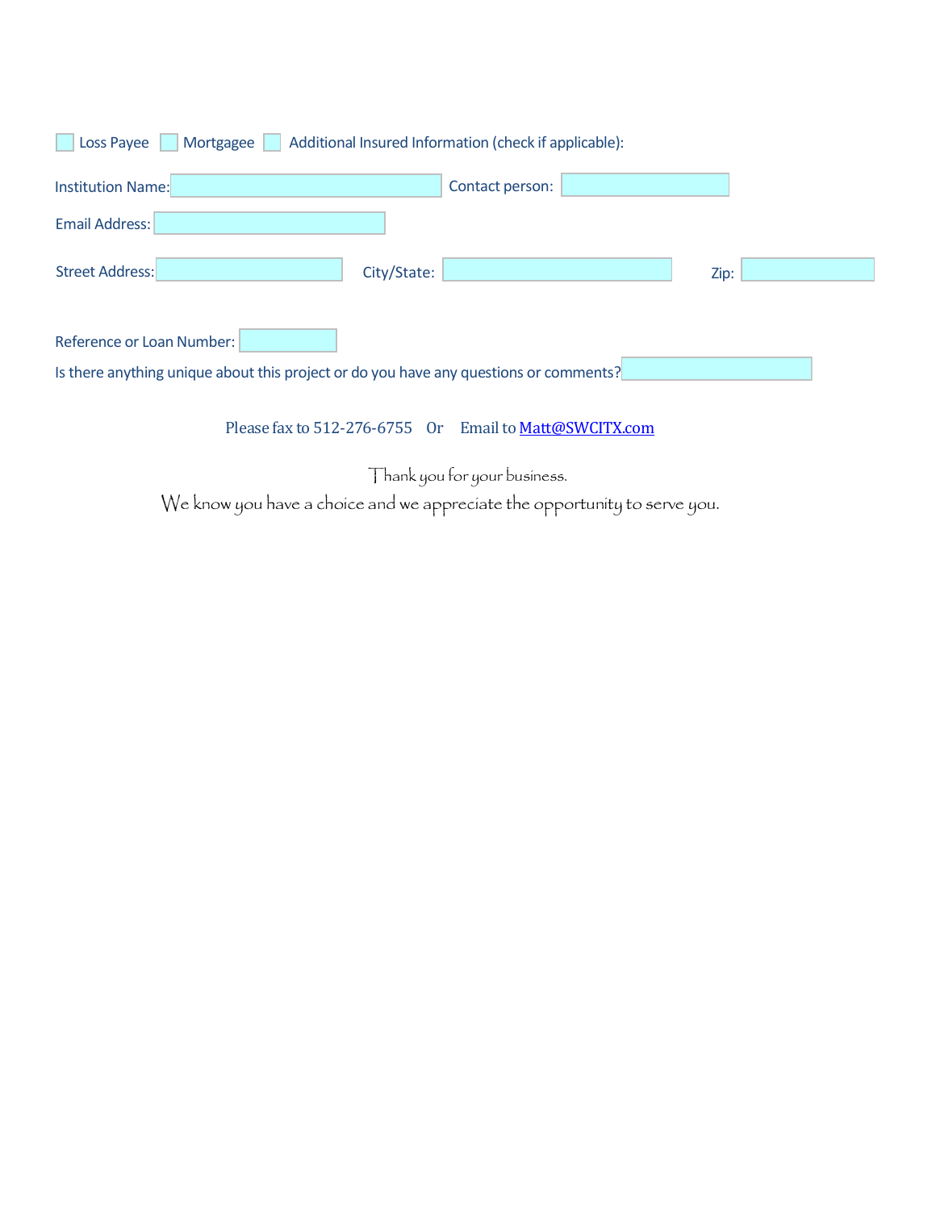☐ Loss Payee ☐ Mortgagee ☐ Additional Insured Information (check if applicable):

Institution Name: ____________ Contact person: ____________

Email Address: ____________

Street Address: ____________ City/State: ____________ Zip: ____________

Reference or Loan Number: ____________

Is there anything unique about this project or do you have any questions or comments? ____________

Please fax to 512-276-6755 Or Email to Matt@SWCITX.com

Thank you for your business.

We know you have a choice and we appreciate the opportunity to serve you.